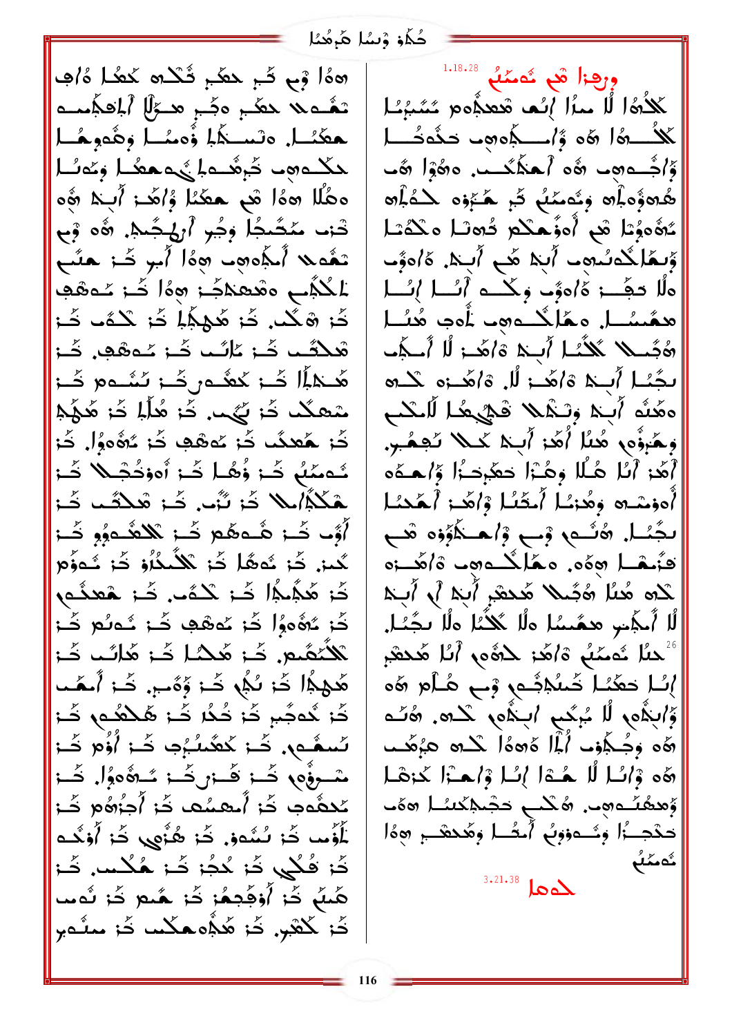ܘܪܗܐ ܡܢ ܫܡܥܘܢ 1.18.28

ܟܠܗܘܢ ܠܐ ܡܢܐ ܐܢܫ ܫܥܒܕܘܗܝ ܡܫܒܚܢܐ
ܟܠܗܘܢ ܗܘ ܕܐܣܟܡܘܗܝ ܚܕܘܬܐ
ܕܐܬܓܠܝܘܗܝ ܗܘ ܐܚܝܕܟܠ. ܘܗܘܐ ܗܘ
ܫܘܒܚܐ ܘܫܡܥܘܢ ܟܕ ܚܙܝܗ ܠܟܠܗܘܢ
ܡܫܝܚܐ ܡܢ ܐܘܪܫܠܡ ܕܗܘܬ ܘܟܠܗܝܢ
ܕܢܛܠܬܗܘܢ ܐܝܟ ܡܢ ܐܝܟ. ܕܐܘܦ
ܘܠܐ ܕܒܩܪ ܕܐܘܦ ܘܟܠܗ ܐܢܫ ܐܢܫ
ܡܫܡܫܢܐ. ܘܡܛܠܬܗܘܢ ܐܘܦ ܗܢܐ
ܗܘܝܘ ܟܠܗ ܐܝܟ ܕܐܡܪ ܠܐ ܐܬܟܬܒ
ܕܟܠܐ ܐܝܟ ܕܐܡܪ ܠܐ. ܕܐܡܪܘ ܠܗ
ܘܡܢܗ ܐܝܟ ܘܬܠܬ ܦܪܨܘܦܐ ܠܐܠܗܐ
ܘܡܪܘܗܝ ܗܢܐ ܐܡܪ ܐܝܟ ܟܠ ܕܡܘܬ.
ܐܡܪ ܐܢܐ ܗܢܐ ܘܗܕܐ ܚܕܪܝܗ ܕܐܡܘܪܘ
ܐܘܪܫܠܡ ܘܡܢܝܢ ܐܡܬܝ ܘܐܡܪ ܐܡܪܝܢ
ܕܒܝܬܐ. ܗܘܐ ܘܡܢ ܕܐܬܓܠܝܘ ܡܢ
ܦܪܨܘܦܐ ܗܘܘ. ܘܡܛܠܬܗܘܢ ܕܐܡܪܘ
ܠܗ ܡܢܐ ܗܘܝܘ ܡܫܬܥܐ ܐܝܟ ܐܘ ܐܝܟ
ܠܐ ܐܢܫ ܡܫܡܫܢܐ ܘܠܐ ܟܠܐ ܘܠܐ ܕܘܝܐ.
[26] ܡܢܐ ܫܡܥܘܢ ܕܐܡܪ ܠܗܘܢ ܐܢܐ ܡܫܬܥܐ
ܐܢܐ ܚܕܝܐ ܫܒܝܚܘܬܐ ܡܢ ܗܘܐ ܗܘ
ܕܐܝܟܢܐ ܠܐ ܝܕܥܝܢ ܐܝܟܢܐ ܠܗ. ܗܘܐ
ܗܘ ܕܝܗܒܘܢ ܐܢܐ ܕܗܘܐ ܠܗ ܡܪܢܐ
ܗܘ ܕܐܢܐ ܠܐ ܗܘܐ ܐܢܐ ܕܐܬܝܬ ܠܟܠ
ܘܡܫܡܫܢܘܗܝ. ܗܘܟܢ ܕܒܫܠܝܚܐ ܗܘܐ
ܕܒܗܝܢ ܘܬܘܕܝ ܐܢܫܐ ܘܡܫܬܥܐ ܗܘܐ
ܫܡܥܘܢ

3.21.38 ܫܠܡ

ܗܘܐ ܕܝܢ ܟܕ ܚܙܐ ܟܠܗ ܟܢܫܐ ܕܐܦ
ܬܫܡܫܬܐ ܚܙܐ ܕܟܢ ܗܘܐ ܐܬܟܢܫܘ
ܚܟܝܡܐ. ܘܐܝܬܝܗ ܕܘܟܬܐ ܘܫܘܪܝܐ
ܠܟܠܗܘܢ ܫܪܝܪܝܢ ܘܫܡܫܐ ܘܫܘܪܐ
ܘܡܠܠ ܗܘܐ ܡܢ ܚܟܝܡܐ ܕܐܡܪ ܐܝܟ ܗܘ
ܕܡܢ ܡܫܝܚܐ ܘܟܝܢ ܐܝܟ ܕܡܠܟܘܬ. ܗܘ ܕܝܢ
ܬܫܡܫܬ ܐܬܟܢܫܘ ܗܘܐ ܐܝܟ ܟܕ ܚܙܝ
ܠܟܠܗܝܢ ܘܫܡܫܐ ܗܘܐ ܟܕ ܫܡܥܘܢ
ܟܕ ܡܠܟܐ. ܟܕ ܡܢܚܐ ܟܕ ܟܠܗܘܢ ܟܕ
ܡܠܟܐ ܟܕ ܐܝܟ ܟܕ ܫܡܥܘܢ. ܟܕ
ܡܛܠܬܐ ܟܕ ܟܠܗܘܢ ܟܕ ܢܫܡܬ ܟܕ
ܫܡܥܘܢ ܟܕ ܒܝܬ. ܟܕ ܡܠܟܐ ܟܕ ܡܢܚܐ
ܟܕ ܡܥܡܕܐ ܟܕ ܫܡܥܘܢ ܟܕ ܫܒܘܥܐ. ܟܕ
ܫܡܥܘܢ ܟܕ ܝܘܚܢܢ ܟܕ ܐܘܪܫܠܡ ܟܕ
ܡܟܠܝܐ ܟܕ ܢܘܚ. ܟܕ ܡܠܟܐ ܟܕ
ܐܘܦ ܟܕ ܫܡܥܘܢ ܟܕ ܠܟܠܗܘܢ ܟܕ
ܟܢܫ. ܟܕ ܫܡܥܐ ܟܕ ܠܟܠܗܘܢ ܟܕ ܫܡܥܘܢ
ܟܕ ܡܠܟܐ ܟܕ ܠܟܠܗܘܢ. ܟܕ ܡܥܡܕܢܐ
ܟܕ ܫܒܘܥܐ ܟܕ ܫܡܥܘܢ ܟܕ ܫܡܥܘܢ ܟܕ
ܠܟܠܗܘܢ. ܟܕ ܡܠܟܐ ܟܕ ܡܠܟܐ ܟܕ
ܡܠܟܐ ܟܕ ܢܘܚ ܟܕ ܝܘܚܢܢ. ܟܕ ܐܡܬܝ
ܟܕ ܟܘܡܪܐ ܟܕ ܟܠܗ ܟܕ ܡܠܟܘܬܐ ܟܕ
ܢܫܡܬܐ. ܟܕ ܟܠܗܘܢ ܟܕ ܐܘܡ ܟܕ
ܡܫܡܫܢܐ ܟܕ ܦܪܨܘܦܐ ܫܡܥܘܢ. ܟܕ
ܡܫܡܫܢܐ ܟܕ ܐܡܬܝ ܟܕ ܐܪܥܐ ܟܕ
ܐܘܦ ܟܕ ܢܘܚ. ܟܕ ܡܠܟܐ ܟܕ ܐܘܪܚܐ
ܟܕ ܦܠܚܐ ܟܕ ܟܕ ܟܕ ܡܠܟܐ. ܟܕ
ܡܢܐ ܟܕ ܐܘܪܫܠܡ ܟܕ ܡܫܡܫ ܟܕ ܫܡܥ
ܟܕ ܟܠܗܘܢ. ܟܕ ܡܫܡܫܢܐ ܟܕ ܡܢܐ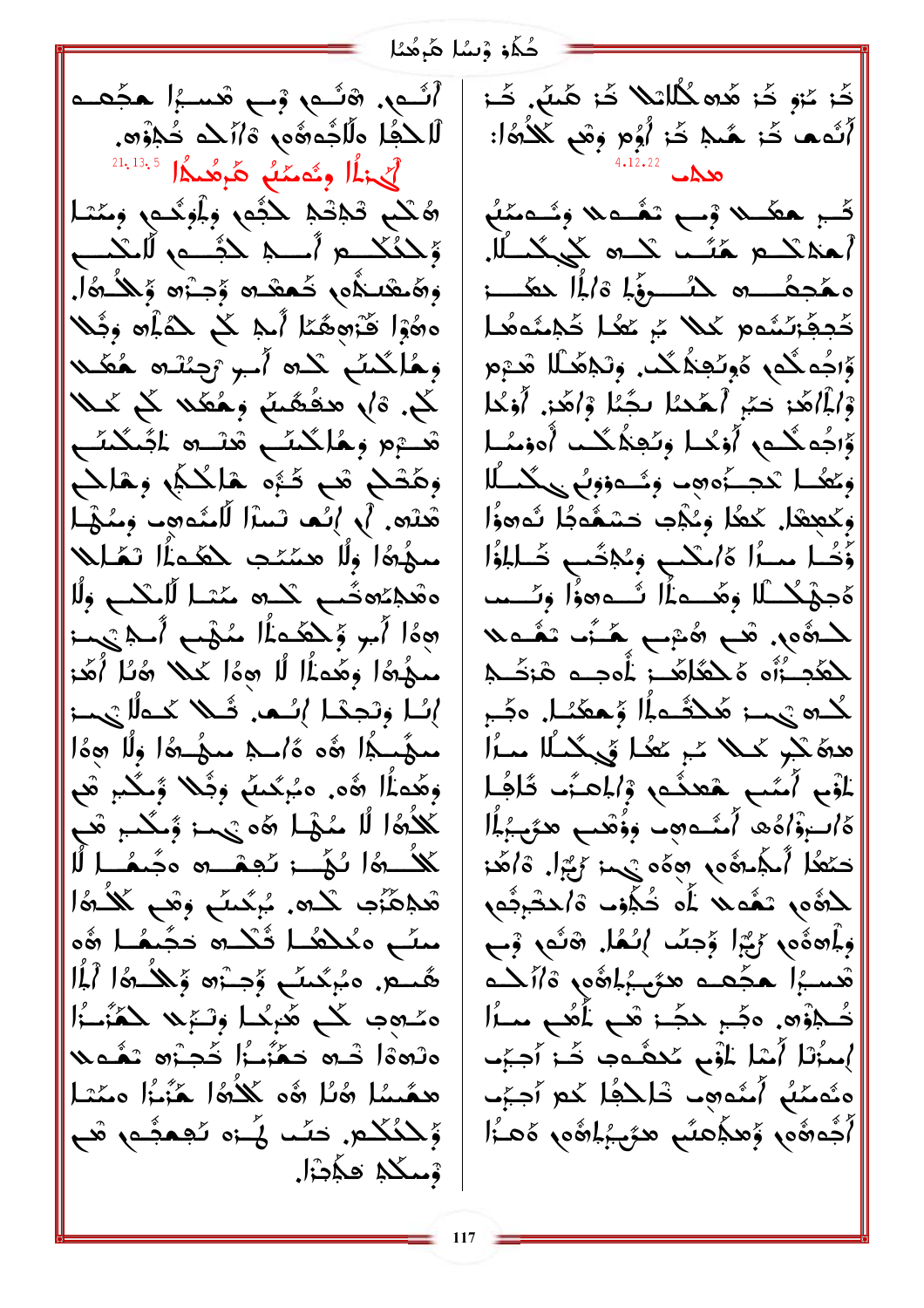ܟܕ ܢܫܘ ܟܕ ܗܘ ܟܠܐܬܐ ܟܕ ܗܢܝ. ܟܕ ܐܢܬܘܢ ܟܕ ܚܙܝܬ ܟܕ ܐܘܡ ܘܗܢܝ ܟܠܗܘܢ:

ܗܕܐ [4.12.22]

ܟܕ ܚܡܫܐ ܘܡܢ ܬܫܥܐ ܘܫܡܫܝܢ ܐܚܝܕܝܢ ܗܢܘܢ ܠܗ ܠܟܢܘܫܬܐ. ܘܡܩܒܠܝܢ ܠܗ ܠܢܘܪܐ ܕܐܝܬ ܠܗ ܚܠܦ ܟܕܒܬܝܢܘܬܗ ܥܡ ܚܕ ܡܢܐ ܕܒܝܫܘܬܐ ܘܐܚܪܢܐ ܕܡܬܚܫܒܝܢ. ܘܬܚܝܬܝܐ ܡܬܪܡܝܢ ܘܐܬܐܡܪ ܚܕ ܐܚܪܢܐ ܒܡܠܐ ܘܐܡܪ. ܐܘܟܐ ܘܐܚܪܢܐ ܐܘܟܐ ܘܡܬܚܫܒܝܢ ܐܦܝܢ ܘܥܡܐ ܬܚܬܝܐ ܘܫܪܝܘܬܐ ܘܫܟܢܐ ܘܟܡܪܐ ܠܓܘ ܠܗܘܢ ܢܘܪܐ ܘܡܢ ܫܡܝܐ ܫܘܡܠܐ ܠܗ ܐܦܝ ܢܒܝܐ ܕܡܠܐ ܒܟܠ ܟܕ ܗܘܝܬ ܠܗ. ܡܢ ܗܘܝܢ ܐܢܘܢ ܫܪܝܪܐ ܠܡܬܚܫܒܢܘܬܐ ܠܐܡܪܐ ܬܪܝܨܐ. ܠܗ ܢܦܩ ܬܡܢ ܡܬܬܝܗܒܐ ܘܥܢܝܢܐ. ܘܐܡܪ ܚܕ ܡܢܗܘܢ ܟܕ ܚܙܐ ܠܓܒܪܐ ܚܕ ܐܢܫܐ ܥܡ ܡܚܫܒܬܗ ܘܐܬܬܫܝܡ ܥܒܕܐ ܕܐܝܬ ܐܢܫܐ ܠܗܘܢ ܘܗܘܝܢ ܐܢܫܐ ܕܥܠܝܗܘܢ ܗܘܐ ܢܦܫܐ. ܘܐܡܪ ܠܗܘܢ ܬܫܥܐ ܠܗ ܟܠܗܘܢ ܘܐܬܐܡܪܘ ܘܐܬܬܙܝܥܘ ܢܦܫܐ ܘܐܡܪ ܐܢܫܐ. ܗܢܘܢ ܘܡܢ ܚܫܝܐ ܡܚܫܒܬܗ ܡܬܚܫܒܝܢ ܘܐܬܐܡܪ ܓܒܪܐ. ܘܟܕ ܡܢ ܚܫܒ ܡܢ ܠܐܘܢ ܡܛܠ ܐܦܝ ܐܢܫܐ ܠܗ ܡܢ ܟܠܗܘܢ ܟܕ ܐܢܫܐ ܘܡܬܡܢܝܢ ܐܢܫܐ ܕܐܝܬܝܗܘܢ ܘܡܬܚܫܒܝܢ ܡܬܚܫܒܢܘܬܗܘܢ ܘܐܦܐ

ܐܢܫܐ. ܗܢܘܢ ܘܡܢ ܚܫܝܐ ܡܚܫܒܬܗ ܠܥܠܡܐ ܘܠܐܢܫܘܬܐ ܕܐܝܟ ܫܡܝܢ.

ܐܝܢܐ ܕܢܦܫܐ ܫܪܝܪܐ [21.13.5]

ܗܠܝܢ ܕܡܬܚܫܒ ܠܟܠܗܘܢ ܘܐܢܫܝܢ ܘܡܢܬܐ ܘܠܟܠܗܘܢ ܐܝܟ ܠܟܠܗܘܢ ܠܐܢܫܐ ܘܡܬܚܫܒܢܘܬܗܘܢ ܟܡܫܚܬܐ ܘܡܬܚܫܒܢܘܬܐ ܘܟܠܗܘܢ. ܘܗܘܐ ܦܪܘܫܘܬܐ ܐܝܟ ܟܠ ܟܬܒܐ ܘܩܠܐ ܘܡܠܟܘܬܐ ܠܗ ܐܝܟ ܪܚܡܬܗ ܡܬܚܫܒ ܟܠ. ܗܘܐ ܡܬܚܫܒܢܐ ܘܡܬܚܫܒ ܟܠ ܟܠ ܚܫܒ ܘܡܠܟܘܬܐ ܚܫܒܗ ܠܐܝܟܢܐ ܘܡܬܚܫܒ ܡܢ ܟܠܗ ܡܠܟܘܬܐ ܘܡܠܟܐ ܚܫܒܗ. ܐܘ ܐܢܫ ܬܪܝܢ ܠܐܢܫܘܬܐ ܘܡܢܗܘܢ ܡܢܗܘܢ ܘܠܐ ܡܬܚܫܒ ܠܡܬܚܫܒܢܘܬܐ ܬܡܢ ܘܡܬܚܫܒܢܘܬܗ ܠܗ ܡܢܬܐ ܠܐܢܫܐ ܘܠܐ ܗܘܐ ܐܝܟ ܘܡܬܚܫܒܢܘܬܐ ܡܢܗܘܢ ܐܝܟ ܐܢܫ ܡܢܗܘܢ ܘܡܬܚܫܒܢܘܬܐ ܠܐ ܗܘܐ ܟܠ ܗܘܐ ܗܘܐ ܐܡܪ ܐܢܫ ܘܬܪܝܢ ܐܢܫ. ܬܠܬ ܟܠ ܠܐ ܬܡܢ ܡܢܗܘܢ ܗܘ ܕܐܝܬ ܡܢܗܘܢ ܘܠܐ ܗܘܐ ܘܡܬܚܫܒܢܘܬܐ ܗܘ. ܘܡܬܚܫܒܢ ܘܩܠܐ ܘܡܠܟܐ ܡܢ ܟܠܗܘܢ ܠܐ ܡܢܗܘܢ ܗܘ ܬܡܢ ܘܡܠܟܐ ܡܢ ܟܠܗܘܢ ܠܗ ܬܪܝܢ ܘܡܬܚܫܒܢ ܠܐ ܡܬܚܫܒܢܘܬܐ ܠܗ. ܡܬܚܫܒܢ ܘܗܢܝ ܟܠܗܘܢ ܡܢܝ ܘܡܬܚܫܒܢܘܬܐ ܬܠܬܗ ܕܡܬܚܫܒܢܐ ܗܘ ܚܫܒ. ܘܡܬܚܫܒܢ ܘܡܬܚܫܒܢܘܬܗ ܘܟܠܗܘܢ ܐܝܟ ܘܡܬܚܫܒ ܟܠ ܡܬܚܫܒܢܐ ܘܬܪܝܢ ܠܐܢܫܘܬܐ ܘܬܘܒ ܬܡܢ ܕܢܫܘܬܐ ܕܡܬܚܫܒܢܘܬܗ ܬܫܡܫܬܐ ܘܡܫܝܚܐ ܗܘܐ ܗܘ ܟܠܗܘܢ ܐܝܟ ܐܢܫܐ ܘܡܢܬܐ ܘܠܟܠܗܘܢ. ܕܢܫ ܠܗܘܢ ܡܬܚܫܒܢܘܬܗܘܢ ܡܢ ܘܡܠܟܘܬܐ ܡܬܚܫܒܢܐ.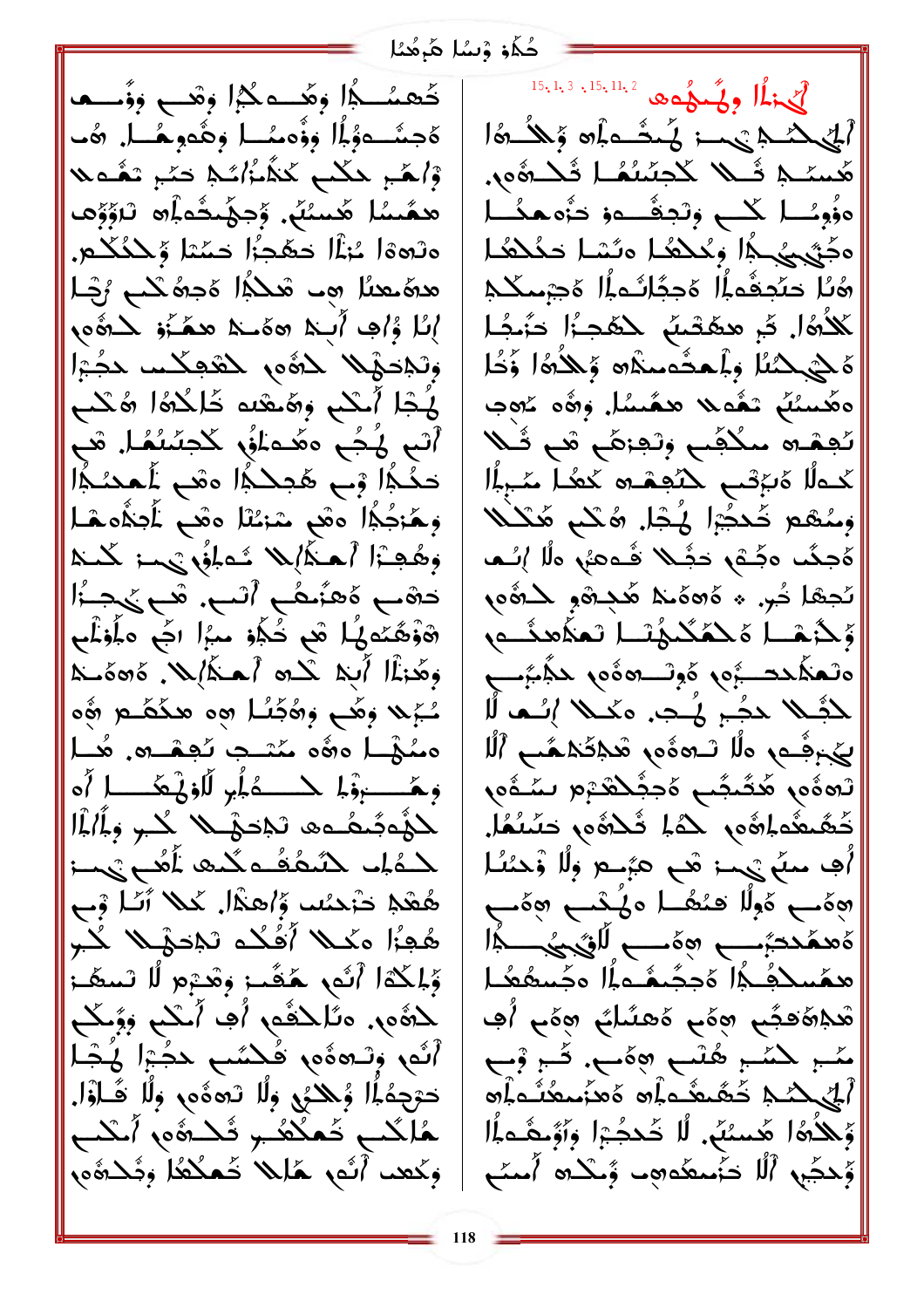## ܐܓܢܐ ܘܦܘܠܓܘܬܐ 15, 1, 3 ; 15, 11, 2

ܐܝܟܢܐ ܕܝܢ: ܦܘܠܓܗ ܕܐܠܗܐ
ܡܫܬܡܗ ܬܠܐ ܠܡܢܝܢܐ ܬܠܬܗܘܢ.
ܘܦܘܠܓܐ ܠܝܬ ܘܢܬܦܠܓ ܒܩܢܘܡܐ
ܘܕܝܠܝܬܐ ܘܟܝܢܐ ܘܐܝܬܐ ܒܟܝܢܐ
ܗܢܐ ܕܝܢ ܥܠ ܐܝܬܘܬܐ ܘܕܝܠܝܬܐ ܘܕܝܢܗܘܢ
ܠܐܠܗܐ. ܟܕ ܡܬܦܠܓܝܢ ܠܡܦܠܓܐ ܕܐܝܬܝܗ
ܕܐܝܬܘܬܐ ܘܐܝܬܘܬܗ ܘܕܠܗܐ ܩܕܡ
ܘܡܬܝܕܥܐ ܢܦܫܐ ܗܢܐ. ܘܗܘ ܟܕ
ܢܦܫܗ ܡܠܟܝܢ ܘܢܦܩܝܢ ܡܢ ܬܠܬ
ܟܠܗܝܢ ܕܦܠܓܝܢ ܠܢܦܫܗ ܟܢܫܐ ܡܬܝܕܥܐ
ܘܡܢܗܘܢ ܒܟܝܢܐ ܦܘܠܓܐ. ܗܟܢ ܡܬܦܠܓ
ܕܟܠܗ ܘܟܠܗ ܟܠܗ ܩܢܘܡܐ ܘܠܐ ܐܢܫ
ܢܦܫܐ ܓܒܪ. ܘܗܘܝܘ ܡܬܦܠܓ ܠܗܘܢ
ܘܐܝܬܘܗܝ ܕܦܠܓܘܬܐ ܬܠܬܝܗܘܢ
ܘܬܠܬܐ ܩܢܘܡܐ ܘܡܢܗܘܢ ܠܟܠܗܘܢ
ܠܟܠ ܟܠܗ ܐܝܟ. ܘܟܠܗ ܐܝܬ ܠܐ
ܡܬܦܠܓܝܢ ܘܠܐ ܬܠܬܐ ܡܬܦܠܓܝܢ ܐܠܐ
ܬܠܬܐ ܡܬܦܠܓܝܢ ܘܡܬܝܕܥܝܢ ܒܢܦܫܗܘܢ
ܟܠܗܘܢ ܠܗܘܢ ܒܟܠܗܘܢ ܟܢܫܐ.
ܐܦ ܡܢܐ ܕܝܢ ܗܘ ܥܒܕ ܘܠܐ ܩܢܘܡܐ
ܗܘ ܕܠܐ ܦܠܓܐ ܘܠܐ ܦܠܓ ܗܘ
ܘܡܬܦܠܓ ܗܘ ܠܐ ܡܬܦܠܓ
ܡܬܝܕܥܐ ܘܡܬܦܠܓܐ ܘܡܬܝܕܥܐ
ܡܬܝܕܥܝܢ ܗܘ ܘܡܬܝܕܥ ܗܘ ܐܦ
ܡܢ ܠܟܠܗ ܟܠܗ ܗܘ. ܟܠ ܕܝܢ
ܐܝܟܢܐ ܕܡܬܦܠܓܐ ܘܡܬܦܠܓܝܢ ܗܘ
ܘܕܠܗܐ ܡܫܬܡܗ. ܠܐ ܦܠܓܐ ܘܦܘܠܓܐ
ܘܡܢܗܘܢ ܐܠܐ ܕܡܬܝܕܥܝܢ ܘܬܠܬܗ ܐܝܬܝ

ܟܕ ܡܫܬܡܗܐ ܘܡܬܦܠܓܐ ܘܦܠܓ ܘܦܠܓ
ܘܡܬܝܕܥܐ ܘܡܫܬܡܗܐ ܘܡܬܝܕܥܐ. ܗܘ
ܘܐܦ ܠܟܠܗ ܟܠܗܘܢ ܒܡܢܝܢܐ ܬܠܬܗ
ܡܫܬܡܗܝܢ ܡܫܬܡܗܐ ܘܡܬܝܕܥܝܢ ܠܘܬܐ
ܘܬܠܬܐ ܩܢܘܡܐ ܒܟܝܢܐ ܘܐܠܗܘܬܐ.
ܡܬܝܕܥܝܢ ܗܘ ܘܡܬܝܕܥܐ ܘܡܬܦܠܓܐ ܠܐ
ܐܠܐ ܠܐ ܐܝܟ ܘܗܘ ܩܕܡ ܠܗܘܢ
ܘܡܬܦܠܓܝܢ ܒܟܠܗܘܢ ܘܡܫܬܡܗܝܢ ܠܗܘܢ
ܘܬܠܬܗܘܢ ܠܡܬܝܕܥܝܢ ܘܡܬܦܠܓܝܢ ܒܢܦܫܗܘܢ
ܠܐ ܠܗ ܐܝܟ ܘܐܦ ܗܘ ܡܢ ܟܠܗ
ܟܕ ܗܘܐ ܘܡܬܦܠܓܐ ܘܡܬܝܕܥܐ ܐܠܗܘܬܐ
ܐܦ ܐܝܬ ܠܗ ܘܡܢܗܘܢ ܕܝܢ ܟܠܗ ܠܗܘܢ
ܘܡܢܗܘܢ ܬܠܬܐ ܩܢܘܡܐ ܘܕܝܢ. ܬܠܬ
ܦܠܓܐ ܘܡܢ ܠܐ ܕܡܬܦܠܓܝܢ ܐܝܬܘܗܝ
ܕܡܬܝܕܥܐ ܐܝܬ ܗܘ ܠܗܘܢ. ܘܡܢ ܠܗ
ܘܡܫܬܡܗܐ ܠܗܘܢ ܘܡܢ ܐܬܐ ܠܐ ܐܬܐ.
ܦܠܓܐ ܘܡܢ ܠܐ ܐܝܟ ܐܠܗܐ. ܬܠܬܐ
ܕܬܠܬܐ ܩܢܘܡܐ ܠܐ ܘܐܦ ܡܢ ܬܠܬܐ
ܡܢܗܘܢ ܠܡܬܦܠܓܐ ܘܡܬܝܕܥܝܢ ܠܗܘܢ
ܘܡܬܝܕܥܐ ܒܡܫܬܡܗܐ ܡܢ ܦܠܓܐ ܐܝܟ ܠܐ
ܠܬܠܬܐ ܡܬܦܠܓܝܢ ܕܠܐ ܡܬܦܠܓܐ ܐܠܗܐ
ܠܟܠܗܘܢ ܬܠܬܗܘܢ ܐܠܗܐ ܡܬܝܕܥܝܢ ܗܘ
ܡܢܗܘܢ ܕܬܠܬܐ ܘܐܬܝܢ. ܟܠܗ ܐܝܬ ܗܘ
ܡܬܝܕܥܐ ܘܡܢܗܘܢ ܬܠܬܗܘܢ ܠܡܬܦܠܓܐ ܠܐ
ܘܐܠܗܐ ܐܝܬܘܗܝ ܡܬܦܠܓ ܘܡܬܝܕܥܐ ܠܐ ܐܠܗܐ
ܠܗܘܢ. ܘܡܬܦܠܓܝܢ ܐܦ ܐܝܟ ܘܡܢܗܘܢ
ܐܝܬ ܘܬܠܬܗܘܢ ܩܢܘܡܐ ܒܟܝܢܐ ܠܟܠ
ܒܡܬܝܕܥܐ ܘܡܬܦܠܓ ܘܠܐ ܬܠܬܗܘܢ ܘܠܐ ܦܠܓܐ.
ܡܬܦܠܓ ܒܡܫܬܡܗܐ ܬܠܬܗܘܢ ܐܝܟ
ܘܟܠܗܘܢ ܐܝܬ ܡܬܦܠܓ ܒܡܫܬܡܗܐ ܘܬܠܬܗܘܢ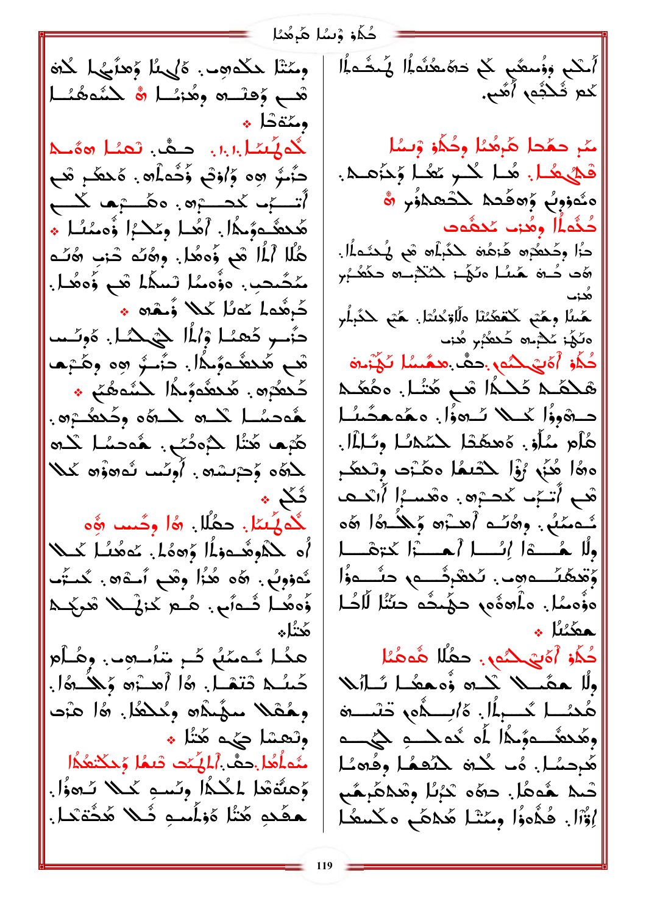ܐܝܟܢ ܕܢܬܦܫܩܢ ܠܝ ܕܘܥܢܝܬܐ ܕܡܫܘܚܬܐ
ܟܡܐ ܬܠܬܝܗܝܢ ܐܚܝ.

**ܡܢ ܕܗܠܝܢ ܡܪܝܡܐ ܘܟܬܒܐ ܕܢܝܫܐ**
**ܩܦܠܐܘܢ.** ܗܢܐ ܟܝܢ ܥܒܕܐ ܕܒܪܝܬܐ.
ܘܬܘܕܝܬܐ ܕܡܘܗܒܬܐ ܠܚܘܝܐܕܘ ܗ̇
**ܠܟܘܠܐ ܘܡܕܡ ܥܠܝܗܘܢ**

ܕܢܐ ܕܟܠܝܘܬܗ ܩܢܘܡܗ ܠܥܒܕܘܗܝ ܡܢ ܠܝܚܝܕܝܐ.
ܗܘ ܠܗ ܡܫܝܚܐ ܘܡܠܟܐ ܠܥܠܡܝܢ ܕܟܘܠܗܝܢ
ܥܠܡܝܢ
ܡܫܝܚܐ ܘܡܠܟܐ ܠܟܘܠܗܘܢ ܘܠܐܘܢܝܬܐ. ܡܢ ܠܥܠܡܝܢ
ܘܠܐ ܠܥܠܡ ܕܟܘܠܗܘܢ ܥܠܡܝܢ

**ܟܬܒܐ ܐܚܪܢܝܐ. ܚܕ. ܡܫܝܚܐ ܢܘܗܪܗ**
ܗܠܝܢ ܠܟܠܗ ܡܢ ܥܢܝܐ. ܘܡܥܒܕ
ܕܗܘܘ ܠܟܠ ܢܗܘܐ. ܘܡܬܡܠܝܐ
ܗܠܝܢ ܡܠܝܢ. ܘܡܫܬܡܠܝܐ ܠܫܠܝܐ ܘܫܠܡܐ.
ܘܗܘ ܡܢܗ ܪܘܚܐ ܠܗܝܢ ܠܡܫܝܚܐ ܘܡܪܢܐ ܘܫܠܝܛܐ
ܡܢ ܐܢܫܐ ܠܗܘܢ ܠܥܒܕܘܗܝ. ܘܡܫܝܚܐ ܐܚܪܢܐ
ܫܘܒܚܐ. ܘܗܘܐ ܐܚܪܢܐ ܘܟܠܗܘܢ ܗܘ
ܘܠܐ ܗܘܐ ܐܢܫܐ ܐܚܪܢܐ ܠܥܠܡܐ
ܘܡܫܝܚܝܢ ܗܘܘ. ܠܡܫܡܫܘܢ ܕܡܫܝܚܐ
ܘܡܫܝܚܐ. ܘܐܘܪܚܐ ܕܡܫܝܚܐ ܕܟܠܗܘܢ ܠܐܠܗܐ
ܡܫܝܚܐ.

**ܟܬܒܐ ܐܚܪܢܝܐ. ܚܕܐ ܡܫܝܚܐ**
ܘܠܐ ܡܫܝܚܐ ܠܗ ܘܡܫܝܚܐ ܕܠܐ
ܡܫܝܚܐ ܠܐܠܗܐ. ܘܐܝܟܢܐ ܕܢܫܡܥܘܢ
ܘܡܫܝܚܘܬܐ ܐܘ ܡܫܝܚܘ ܠܗ
ܡܫܝܚܐ. ܗܘ ܠܗ ܠܡܫܝܚܐ ܘܡܫܝܚܐ
ܕܡܫܝܚܐ ܡܫܝܚܐ. ܘܡܫܝܚܐ ܘܡܫܝܚܐ ܘܡܫܝܚܐ
ܐܝܬܝܗ. ܡܫܝܚܐ ܘܡܫܝܚܐ ܘܡܫܝܚܐ

ܘܡܢ ܢܦܫܗ ܡܫܝܚܐ ܘܡܫܝܚܐ ܠܗ ܥܠ
ܡܫܝܚܐ ܕܒܝܬܐ ܘܡܫܝܚܐ ܗ̇ ܠܡܫܝܚܘܬܐ
ܘܡܫܝܚܐ.

**ܟܬܒܐ ܐܚܪܢܝܐ. ܚܕ. ܢܘܗܪܐ ܕܥܠܡܐ**
ܕܢܦܫܗ ܗܘ ܘܐܝܟ ܕܡܫܝܚܐ. ܘܡܫܝܚܐ ܡܢ
ܐܢܫܐ ܠܡܫܝܚܐ ܘܡܫܝܚܐ. ܘܡܫܝܚܐ ܠܟܠ
ܡܫܝܚܘܬܐ. ܐܝܟ ܘܡܫܝܚܐ ܘܡܫܝܚܐ *
ܗܠܐ ܐܝܟ ܡܢ ܡܫܝܚܐ. ܘܗܘܐ ܡܢ ܗܘܐ
ܡܫܝܚܐ. ܘܡܫܝܚܐ ܡܫܝܚܐ ܡܢ ܡܫܝܚܐ.
ܠܡܫܝܚܐ ܡܫܝܚܐ ܠܟܠ ܡܫܝܚܐ *
ܕܡܢ ܡܫܝܚܐ ܘܐܝܟ ܠܡܫܝܚܐ. ܘܡܫܝܚܐ
ܡܢ ܡܫܝܚܘܬܐ. ܕܡܢ ܗܘ ܘܡܫܝܚܐ
ܡܫܝܚܐ. ܡܫܝܚܘܬܐ ܠܡܫܝܚܐ *
ܡܫܝܚܐ ܠܗ ܠܗܘ ܘܡܫܝܚܐ.
ܡܢ ܡܫܝܚܐ ܠܡܫܝܚܐ. ܡܫܝܚܐ ܠܗ
ܠܗܘ ܘܡܫܝܚܐ. ܐܝܟ ܡܫܝܚܐ ܠܟܠ
ܡܫܝܚܐ *

**ܟܬܒܐ ܐܚܪܢܝܐ. ܚܕܐ. ܗܘܐ ܘܡܫܝܚܐ ܗܘ**
ܐܘ ܠܡܫܝܚܘܬܐ ܘܡܫܝܚܐ. ܡܫܝܚܐ ܠܟܠ
ܡܫܝܚܐ. ܗܘ ܗܘܐ ܘܡܢ ܐܝܟ. ܠܡܫܝܚܐ
ܘܡܫܝܚܐ ܡܫܝܚܐ. ܡܢ ܠܡܫܝܚܐ ܡܫܝܚܐ
ܡܫܝܚܐ.
ܡܫܝܚܐ ܡܫܝܚܐ ܡܢ ܡܫܝܚܐ. ܘܡܫܝܚܐ
ܡܫܝܚܐ ܡܫܝܚܐ. ܗܘ ܐܝܟ ܘܡܫܝܚܐ.
ܘܡܫܝܚܐ ܡܫܝܚܐ ܘܡܫܝܚܐ. ܗܘ ܡܫܝܚܐ
ܘܡܫܝܚܐ ܡܢ ܡܫܝܚܐ *

**ܡܫܝܚܐ ܚܕ. ܐܝܟ ܡܫܝܚܐ ܘܡܫܝܚܘܬܐ**
ܘܡܫܝܚܐ ܠܡܫܝܚܐ ܘܡܫܝܚܐ ܠܟܠ ܡܫܝܚܐ.
ܡܫܝܚܐ ܡܫܝܚܐ ܘܡܫܝܚܐ ܠܟܠ ܡܫܝܚܘܬܐ.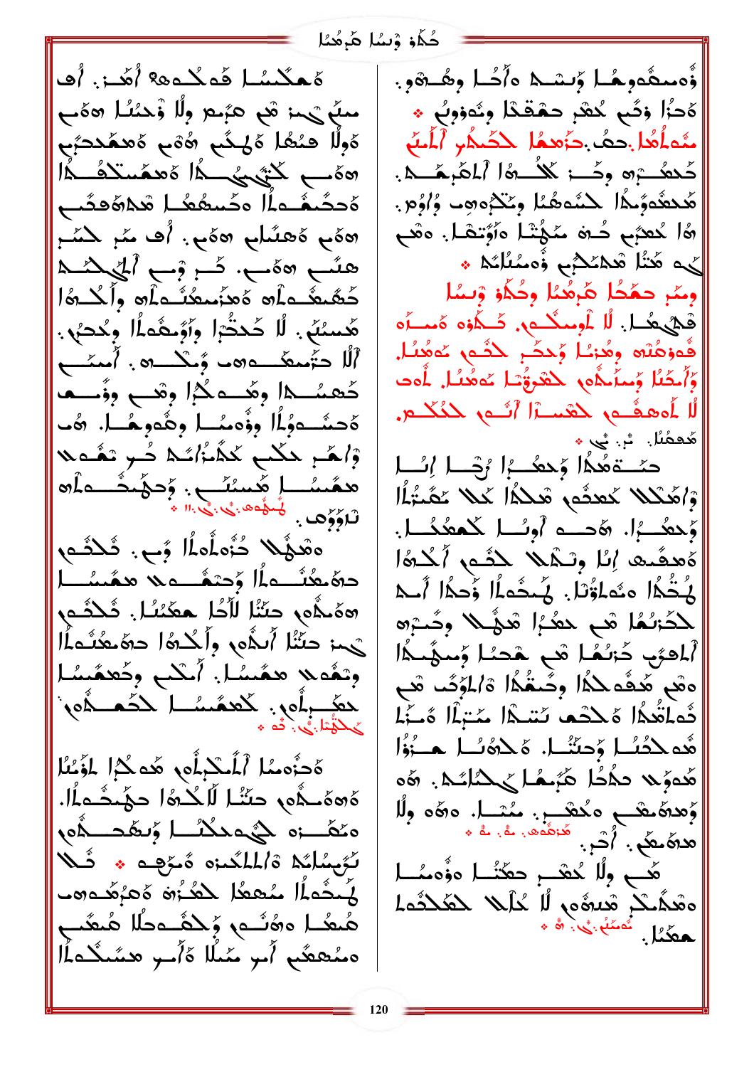ܘܡܫܡܫܢܘܬܐ ܕܢܦܫܐ ܘܐܒܐ ܘܒܪܗ.
ܘܕܗܘ ܐܝܟ ܟܠܗ ܡܫܬܟܚܢ ܘܬܘܕܝܬܐ ❊
ܫܘܐܠܐ.ܚܕ.ܕܙܒܢܐ ܠܚܫܝܐ ܐܠܗܝܐ
ܟܕܒܥܐ ܗܘ ܘܟܕ: ܟܠܗܘܢ ܐܠܗܐ ܡܬܪܚܡ.
ܡܬܚܫܚܢܐ ܠܫܘܒܚܐ ܘܬܘܕܝܬܐ ܘܫܘܒ.
ܗܘ ܟܬܒܐ ܕܗܘ ܡܫܬܢܐ ܘܡܬܬܒܥܐ. ܘܗܟܝ
ܠܗ ܗܢܐ ܡܢܗܘܢ ܕܡܫܝܚܐ ❊

ܘܐܝܟ ܕܟܬܝܒ ܒܪܘܚܐ ܘܒܟܬܒܐ ܕܚܝܐ
ܩܕܝܫܐ. ܠܐ ܡܫܬܟܚ. ܟܠܗܘܢ ܘܗܘ
ܦܘܩܕܢܗ ܘܡܢܝܢܐ ܕܟܠܗ ܢܦܫܐ.
ܘܐܝܟܢܐ ܕܡܬܠܝܢ ܠܚܘܒܐ ܢܦܫܐ. ܐܡܪ
ܠܐ ܠܡܚܫܒܘ ܠܚܫܐ ܐܝܟ ܠܟܠܗܘܢ.
ܡܥܢܝܬܐ. ܟܪ. ܗ ❊

ܕܡܫܡܫܝܢ ܘܫܡܫܐ ܐܚܪܢܐ ܐܝܬܝܗ
ܘܐܦܢ ܠܗܘܢ ܡܬܚܫܒ ܠܐ ܢܛܪܬ
ܘܫܡܫܐ. ܗܘ ܐܘܪܚܐ ܠܡܫܡܫܘ.
ܘܡܫܡܫ ܐܢܐ ܘܬܘܒ ܠܟܠܗܘܢ ܐܝܟܢܐ
ܠܟܠܗ ܡܬܬܒܥܢ. ܠܡܫܡܫܘ ܘܫܡܫܐ ܐܝܟ
ܠܟܪܘܙܐ ܗܘ ܫܡܫܐ ܗܝܠܐ ܘܫܡܫܗ
ܐܠܗܝ ܟܪܘܙܐ ܗܘ ܗܕܡܐ ܘܡܫܡܫܢܐ
ܘܗܘ ܡܫܡܫܢܐ ܘܫܡܫܐ ܕܐܠܗܝܐ ܗܘ
ܦܘܠܘܣܐ ܘܟܠܗܘܢ ܡܬܬܒܥܢ ܡܫܝܚܐ
ܦܘܠܘܣ ܘܢܘܗܪܐ ܘܫܡܫܐ. ܘܡܢ ܗܘ
ܡܫܡܫܢܘܬܐ ܕܐܝܬܝܗ ܟܠܗܝܢ ܟܢܫܐ
ܘܡܫܡܫܢܐ ܘܡܫܡܫܝܢ. ܡܢܗܘܢ ܘܗܘ ܘܠܐ
ܡܫܡܫܢܐ: ܐܟܪ. ܡܥܢܝܬܐ. ܟܪ. ܗ ❊
ܗܘ ܘܠܐ ܟܘܢܝܐ ܒܫܡܝܐ ܘܡܫܡܫܢܐ
ܘܡܫܬܟܚ ܡܫܡܫܝܢ ܠܐ ܟܠܗ ܠܡܫܡܫܘܬܐ
ܡܫܡܫܢܐ. ܡܥܢܝܬܐ. ܗ ❊

ܘܡܫܟܢܐ ܡܫܡܫܢܘܬܐ ܐܝܟܢ. ܐܦ
ܡܢ ܗܘ ܡܢ ܡܫܡܫ ܘܠܐ ܘܫܡܫܐ ܗܘ
ܘܠܐ ܡܫܡܫܐ ܘܡܫܡܫ ܗܘ ܘܡܫܡܫܢܘܬܐ
ܗܘ ܠܡܫܡܫܢܘܬܐ ܘܡܫܡܫܢܘܬܐ
ܘܡܫܡܫܢܘܬܐ ܘܡܫܡܫܢܐ ܡܫܡܫܢܘܬܐ
ܗܘ ܘܡܫܡܫܢܘܬܐ ܗܘ. ܐܦ ܡܢ ܠܡܫܡܫ
ܗܘ ܗܘ. ܡܢ ܗܘ ܐܝܬ ܐܝܟ ܠܡܫܡܫ
ܡܫܡܫܢܘܬܐ ܘܡܫܡܫܢܘܬܐ ܘܐܝܟ ܗܘ
ܡܫܡܫܢ. ܠܐ ܡܫܡܫ ܘܡܫܡܫܢܘܬܐ ܘܡܫܡܫ.
ܐܠܐ ܡܫܡܫܢܘܬܐ ܘܡܫܡܫ. ܐܡܫܡܫ
ܡܫܡܫܢܐ ܘܡܫܡܫ ܘܡܫܡܫ ܘܡܫܡܫ
ܘܡܫܡܫܢܐ ܘܡܫܡܫܢܘܬܐ ܘܡܫܡܫܢܘܬܐ. ܗܘ
ܘܐܡܪ ܡܫܡܫ ܡܫܡܫܢܘܬܐ ܡܢ ܡܫܡܫ
ܡܫܡܫܢܐ ܡܫܡܫܢܐ. ܘܡܫܡܫܢܘܬܐ
ܠܘܡܫܡܫ. ܡܥܢܝܬܐ ❊

ܘܡܫܡܫ ܡܫܡܫܢܘܬܐ. ܘܡܫ. ܘܡܫܡܫ
ܘܡܫܡܫܢܘܬܐ ܘܡܫܡܫܢܘܬܐ ܡܫܡܫܢܐ
ܘܡܫܡܫ ܡܫܡܫ ܠܐܚܐ ܡܫܡܫܢܐ. ܘܡܫܡܫ
ܡܢ ܡܫܡܫ ܐܝܟܢ ܘܐܡܪ ܘܡܫܡܫܢܘܬܐ
ܘܡܫܡܫ ܡܫܡܫܢܐ. ܐܝܟ ܘܡܫܡܫܢܐ
ܡܫܡܫܢܘܬܐ. ܠܡܫܡܫܢܐ ܠܡܫܡܫܢܐ.
ܠܡܫܡܫܢܐ. ܗ ❊

ܘܡܫܡܫܢܐ ܐܝܟܢܐ ܡܫܡܫ ܠܡܫܡܫ
ܘܡܫܡܫܢܘܬܐ ܡܢ ܠܐ ܠܡܫܡܫ ܘܡܫܡܫܢܘܬܐ.
ܘܡܫܡܫ ܠܡܫܡܫܢܐ ܘܡܫܡܫܢܘܬܐ
ܢܡܫܡܫ ܘܡܫܡܫܢܘܬܐ ܘܡܫܡܫ ❊ ܐܠܐ
ܡܫܡܫܢܘܬܐ ܡܫܡܫ ܠܡܫܡܫ ܘܡܫܡܫܢܘܬܐ
ܡܫܡܫܢܐ ܘܡܫܡܫ ܘܠܡܫܡܫ ܡܫܡܫܢܐ
ܘܡܫܡܫܢܐ ܐܝܟ ܡܫܡܫ ܘܐܝܟ ܡܫܡܫܢܘܬܐ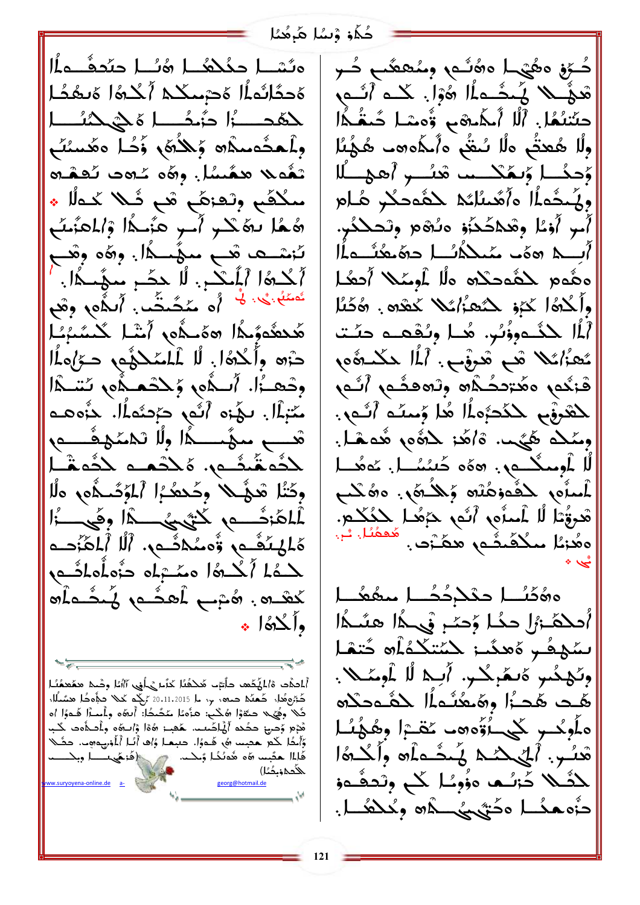ܚܘܪܐ ܘܗܘܝܐ ܕܗܘܢܐ ܘܡܫܡܫܢ ܚܕ
ܡܢܗܘܢ ܠܡܫܘܚܬܐ ܗܘܐ. ܠܗ ܐܢܘܢ
ܕܢܬܒܥܐ. ܐܠܐ ܐܝܟܢܝܗܘܢ ܩܘܡܬܐ ܚܕܬܐ
ܘܠܐ ܡܥܒܕ ܘܠܐ ܢܚܬ ܘܐܝܟܢܘܬ ܡܗܝܡܢܐ
ܘܕܟܝܐ ܘܡܬܟܢܫܝܢ ܡܢܝܢ ܐܚܝܢܐ
ܘܡܫܘܚܬܐ ܘܐܡܝܢܘܬܐ ܠܡܫܡܫܘܬܐ ܗܘܝܐ
ܐܝܟ ܐܘܪܚܐ ܘܡܫܡܠܝܢ ܘܫܘܚܘ ܘܢܬܟܠܘܢ.
ܐܝܟ ܗܘܐ ܡܫܠܡܢܘܬܐ ܕܡܫܡܫܢܘܬܐ
ܘܗܘܘ ܠܡܫܡܫܘ ܘܠܐ ܐܬܢܝܚܘ ܐܢܫܐ
ܘܐܟܚܕܐ ܥܒܕܘ ܠܡܥܕܪܢܘܬ ܥܡܗ. ܗܟܢܐ
ܐܠܐ ܠܫܘܡܠܝܐ. ܗܢܐ ܘܢܩܪܒܘܢ ܕܢܬܐ
ܡܥܕܪܢܐ ܡܢ ܫܘܪܝܐ. ܐܠܐ ܠܟܠܗܘܢ
ܩܪܝܒܝܢ ܘܡܫܬܡܥܝܢ ܘܢܗܘܘܢ ܐܢܘܢ
ܠܫܘܪܝܐ ܠܟܢܝܫܘܬܐ ܗܘܐ ܘܡܫܘ ܐܢܘܢ.
ܘܡܟܢ ܫܘܝܢ. ܕܐܡܪ ܠܗܘܢ ܫܘܡܠܐ.
ܠܐ ܐܬܢܝܚܘܢ. ܗܘܘ ܟܢܝܫܐ. ܫܘܡܠܐ
ܐܢܫܘܢ ܠܫܘܪܝܘܬܐ ܘܠܐܒܐ. ܘܗܘܝܢ
ܫܪܝܪܐ ܠܐ ܐܢܫܘܢ ܐܢܘܢ ܕܪܚܡܐ ܠܟܠܟܘܢ.
ܘܡܢܝܢܐ ܡܠܟܘܬܗܘܢ ܡܩܪܒ. ܡܫܡܠܝܐ. ܫܪ.
ܫܪ

ܘܗܘܝܢܐ ܕܬܠܡܝܕܘܬܐ ܡܫܡܫܢܐ
ܐܬܟܢܫܘ ܒܟܠܐ ܘܕܡܪܐ ܦܝܫܐ ܗܢܝܐ
ܡܫܡܫܢ ܘܗܘܢܢ ܠܡܫܟܠܢܘܬܐ ܫܬܝܐ
ܘܢܬܟܢܫ ܘܐܬܚܒܪ. ܐܝܟ ܠܐ ܐܬܢܝܚ.
ܗܘܐ ܗܕܐ ܘܡܫܡܫܢܘܬܐ ܠܫܘܡܠܝܐ
ܘܐܬܟܢܫ ܟܘܪܝܐ ܢܩܝܐ ܘܡܫܡܢܐ
ܫܘܚܪ. ܐܬܟܢܫܗ ܡܫܡܫܢ ܘܐܟܚܕܐ
ܠܟܠܗ ܟܢܫܢ ܘܗܘܝܐ ܠܝ ܘܢܬܟܢܫ
ܕܗܘܝܢܐ ܘܟܢܝܫܘܬܗ ܘܟܠܟܘܢ.

ܘܢܬܫܐ ܕܟܠܟܘܢ ܕܡܘܠܟܢܐ ܗܘܐ ܠܡܬܟܪܟܘ
ܘܡܫܡܫܢܘܬܐ ܘܐܟܚܕܐ ܐܟܘܬ ܡܘܠܟܢܐ ܘܢܫܬܠܛ
ܠܡܫܟܢܘܬܐ ܘܢܬܝܩܐ ܘܡܗܝܡܢܐ ܘܫܘܒܚܐ
ܢܗܘܐ ܠܒܢܝ ܡܢܝܢܐ. ܘܗܘܐ ܠܟܘܢ ܢܗܘܐ
ܐܟܚܕܐ ܐܠܗܐ ܠܡܫܡܫܘܬܐ ܘܐܬܢܝܚܬܐ
ܐܢܫܐ ܡܢ ܡܫܡܫܢܐ. ܐܝܟ ܡܫܡܫܢܐ ܘܐܬܢܝܚܐ
ܐܟܚܕܐ ܐܠܗܐ. ܠܐ ܒܟܠ ܡܫܡܫܢܐ.
ܐܘ ܡܫܟܢܘܬܐ. ܐܢܫܘܢ ܘܗܘ ܫܘܡܠܝܐ: ܫܪ
ܡܫܡܫܢܘܬܐ ܘܡܫܠܡܢܘܬܐ ܐܢܫ ܠܡܫܡܫܢܘܬܐ
ܕܪܗ ܘܐܟܚܕܐ. ܠܐ ܐܬܡܫܠܡܘܢ ܕܐܬܐܡܪ
ܘܕܟܪܐ. ܐܢܫܘܢ ܘܠܡܫܡܫܘܢ ܢܬܟܢܫܘܢ
ܡܬܝܐܒܐ. ܢܗܘܐ ܐܢܘܢ ܕܢܬܩܝܡܘܢ. ܕܘܢܐ
ܫܘܚܪ ܡܫܡܫܢܐ ܘܠܐ ܢܬܟܢܫܘܢ
ܠܟܘܢܫܝܢ. ܘܠܟܢܫܐ ܠܟܢܫܐ
ܘܚܢܢ ܫܘܝܢ ܘܟܢܫܘܬܐ ܐܬܡܫܠܡܘܢ ܘܠܐ
ܐܬܡܫܠܡܘܢ ܠܟܠܝܠܘܢ ܘܡܫܡܫܢܐ ܐܬܝܐ
ܘܐܬܢܝܚܘܢ ܡܫܡܫܢܘܬܗܘܢ. ܐܠܐ ܐܬܐܡܪܗ
ܠܟܠ ܐܟܚܕܐ ܘܡܫܟܢܐ ܕܐܬܐܡܪܘܢ
ܟܢܫܗ. ܡܫܡܫ ܐܢܫܘܢ ܡܫܡܫܢܘܬܗ
ܘܐܟܚܕܐ.

ܐܬܝܐܒܘ ܘܐܬܡܫܠܡܘ ܕܐܬܝܗܒ ܡܟܬܒܢܐ ܟܬܒܐ ܗܠܝܢ ܗܘܐ ܘܡܫܡ ܡܫܡܫܢܐ
ܟܬܒܐ. ܒܫܢܬ 20.11.2015 ܐܬܟܬܒ ܟܢܫ ܕܗܘܐ ܡܫܡܫܢܐ.
ܟܠ ܘܗܘܝܢ ܡܫܡܫܢܘܬܐ: ܐܬܐܡܪ ܘܐܬܟܢܫ ܘܐܬܝܐܒ ܐܘ
ܫܡܫ ܘܡܫܡܫܢ ܕܟܢܫܗ ܐܬܡܫܠܡ. ܡܫܡܫ ܗܘܐ ܘܐܬܡܫ ܘܐܬܟܢܫܘ ܠܒ
ܘܐܬܐ ܠܟܢ ܡܫܡܫܢ ܗܘ ܟܢܫ. ܡܫܡܫ ܘܐܘ ܐܢܐ ܐܬܝܐܒܘܢ. ܟܢܫܐ
ܟܠܐ ܡܫܡܫ ܗܘ ܡܫܡܫܢܐ ܘܡܫܡ. ܐܬܟܢܫܘܢ ܘܡܫܡ
ܠܟܢܫܘܬܐ)

www.suryoyena-online.de a-
georg@hotmail.de